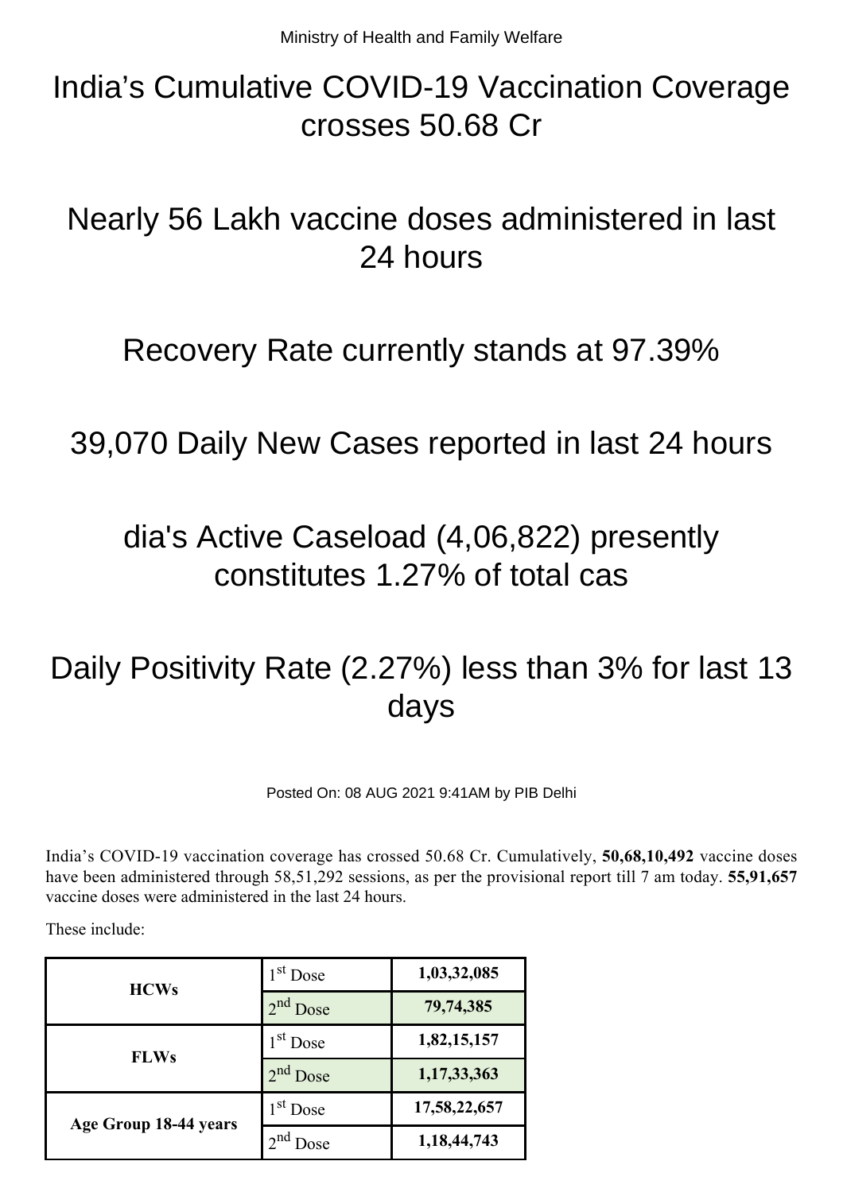Ministry of Health and Family Welfare

# India's Cumulative COVID-19 Vaccination Coverage crosses 50.68 Cr

# Nearly 56 Lakh vaccine doses administered in last 24 hours

# Recovery Rate currently stands at 97.39%

# 39,070 Daily New Cases reported in last 24 hours

# dia's Active Caseload (4,06,822) presently constitutes 1.27% of total cas

# Daily Positivity Rate (2.27%) less than 3% for last 13 days

Posted On: 08 AUG 2021 9:41AM by PIB Delhi

India's COVID-19 vaccination coverage has crossed 50.68 Cr. Cumulatively, **50,68,10,492** vaccine doses have been administered through 58,51,292 sessions, as per the provisional report till 7 am today. **55,91,657** vaccine doses were administered in the last 24 hours.

These include:

| | | |
|---|---|---|
| **HCWs** | 1st Dose | **1,03,32,085** |
| | 2nd Dose | **79,74,385** |
| **FLWs** | 1st Dose | **1,82,15,157** |
| | 2nd Dose | **1,17,33,363** |
| **Age Group 18-44 years** | 1st Dose | **17,58,22,657** |
| | 2nd Dose | **1,18,44,743** |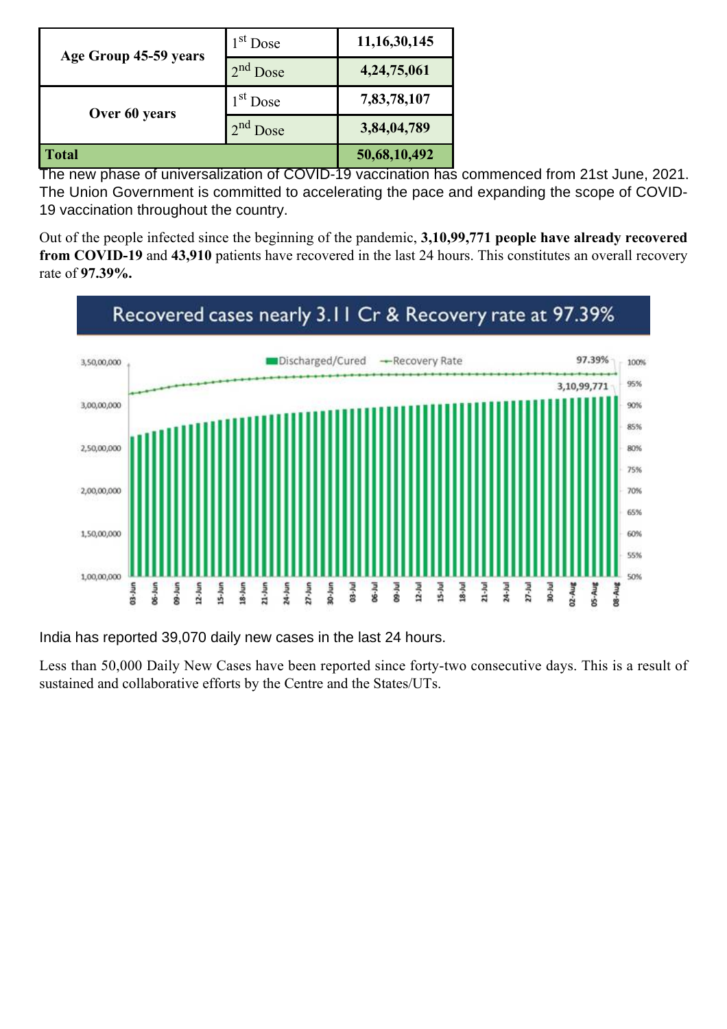| | | |
|---|---|---|
| Age Group 45-59 years | 1st Dose | 11,16,30,145 |
| | 2nd Dose | 4,24,75,061 |
| Over 60 years | 1st Dose | 7,83,78,107 |
| | 2nd Dose | 3,84,04,789 |
| **Total** | | **50,68,10,492** |

The new phase of universalization of COVID-19 vaccination has commenced from 21st June, 2021. The Union Government is committed to accelerating the pace and expanding the scope of COVID-19 vaccination throughout the country.

Out of the people infected since the beginning of the pandemic, **3,10,99,771 people have already recovered from COVID-19** and **43,910** patients have recovered in the last 24 hours. This constitutes an overall recovery rate of **97.39%.**

**Recovered cases nearly 3.11 Cr & Recovery rate at 97.39%**

India has reported 39,070 daily new cases in the last 24 hours.

Less than 50,000 Daily New Cases have been reported since forty-two consecutive days. This is a result of sustained and collaborative efforts by the Centre and the States/UTs.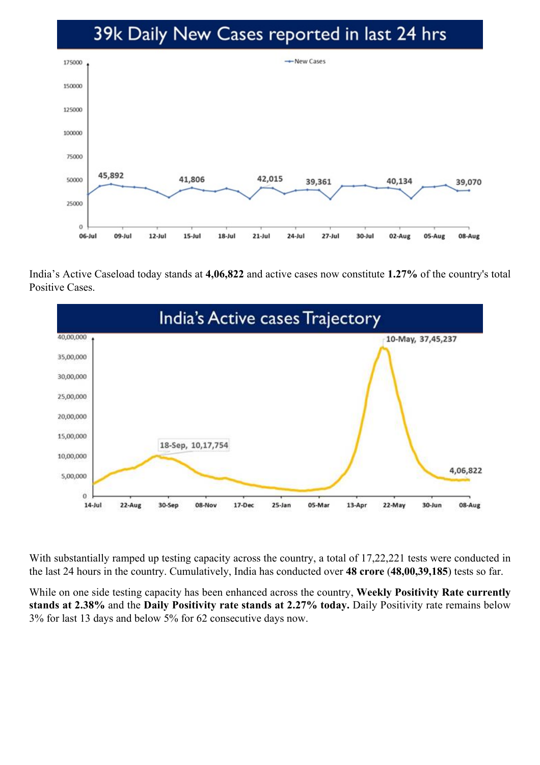## 39k Daily New Cases reported in last 24 hrs

India's Active Caseload today stands at **4,06,822** and active cases now constitute **1.27%** of the country's total Positive Cases.

## India's Active cases Trajectory

With substantially ramped up testing capacity across the country, a total of 17,22,221 tests were conducted in the last 24 hours in the country. Cumulatively, India has conducted over **48 crore** (**48,00,39,185**) tests so far.

While on one side testing capacity has been enhanced across the country, **Weekly Positivity Rate currently stands at 2.38%** and the **Daily Positivity rate stands at 2.27% today.** Daily Positivity rate remains below 3% for last 13 days and below 5% for 62 consecutive days now.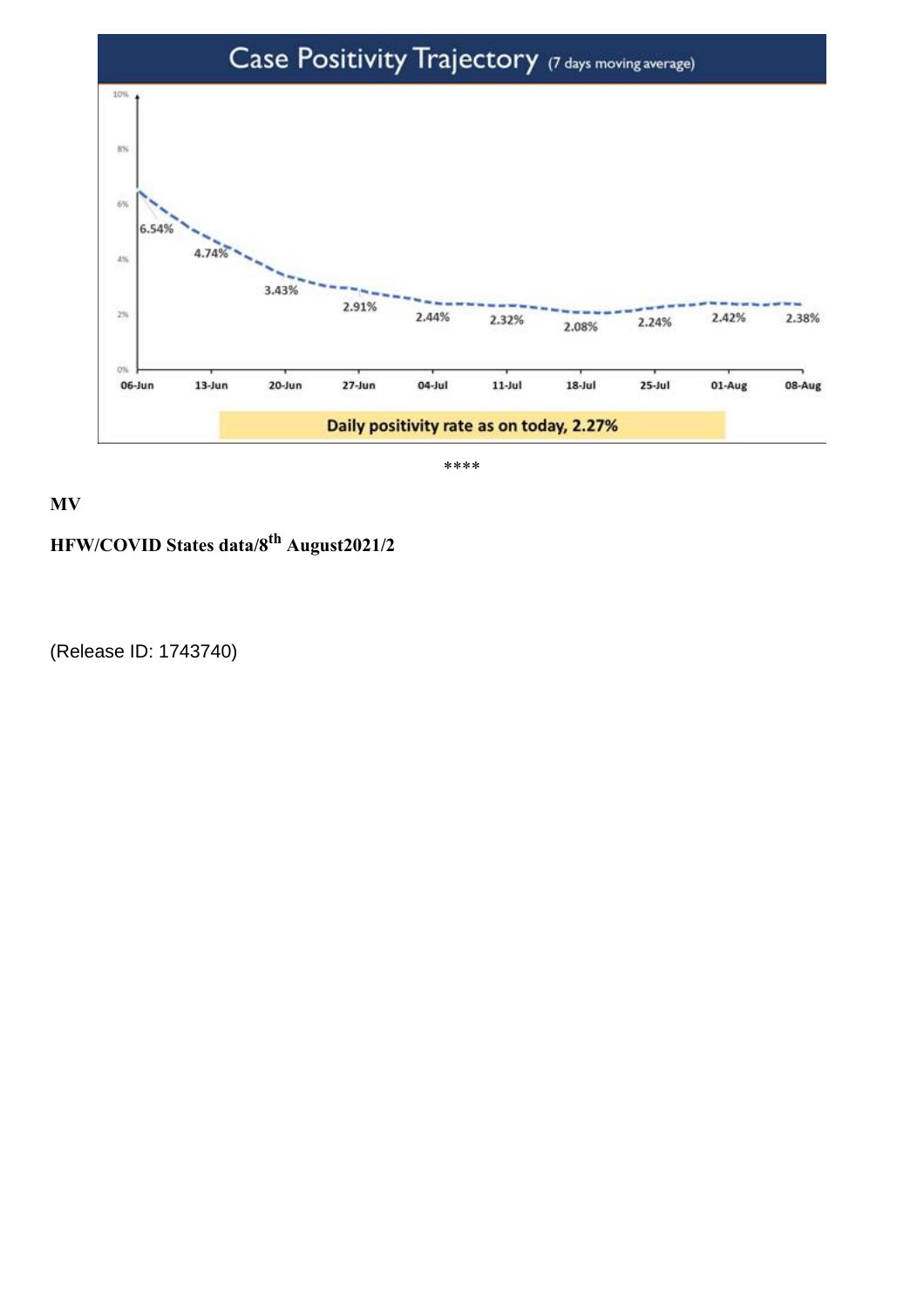Case Positivity Trajectory (7 days moving average)

10%

8%

6%

4%

2%

0%

6.54%

4.74%

3.43%

2.91%

2.44%

2.32%

2.08%

2.24%

2.42%

2.38%

06-Jun 13-Jun 20-Jun 27-Jun 04-Jul 11-Jul 18-Jul 25-Jul 01-Aug 08-Aug

Daily positivity rate as on today, 2.27%

****

**MV**

**HFW/COVID States data/8th August2021/2**

(Release ID: 1743740)